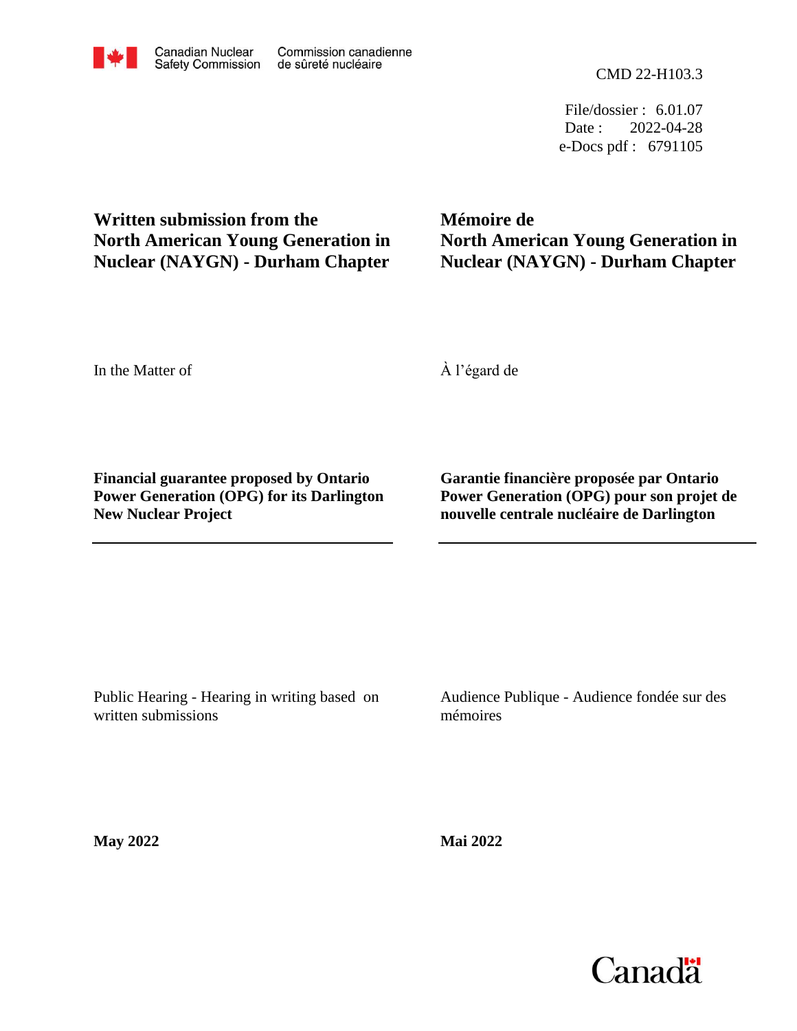Canadian Nuclear Safety Commission | Commission canadienne de sûreté nucléaire

CMD 22-H103.3

File/dossier : 6.01.07
Date : 2022-04-28
e-Docs pdf : 6791105

**Written submission from the North American Young Generation in Nuclear (NAYGN) - Durham Chapter**

**Mémoire de North American Young Generation in Nuclear (NAYGN) - Durham Chapter**

In the Matter of

À l'égard de

**Financial guarantee proposed by Ontario Power Generation (OPG) for its Darlington New Nuclear Project**

**Garantie financière proposée par Ontario Power Generation (OPG) pour son projet de nouvelle centrale nucléaire de Darlington**

Public Hearing - Hearing in writing based on written submissions

Audience Publique - Audience fondée sur des mémoires

**May 2022**

**Mai 2022**

Canada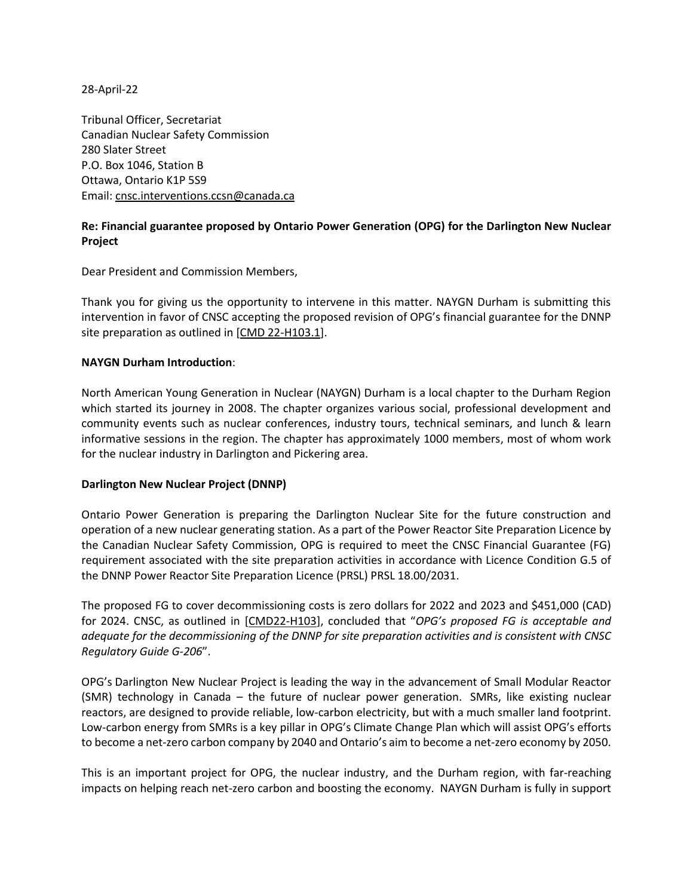28-April-22

Tribunal Officer, Secretariat
Canadian Nuclear Safety Commission
280 Slater Street
P.O. Box 1046, Station B
Ottawa, Ontario K1P 5S9
Email: cnsc.interventions.ccsn@canada.ca

**Re: Financial guarantee proposed by Ontario Power Generation (OPG) for the Darlington New Nuclear Project**

Dear President and Commission Members,

Thank you for giving us the opportunity to intervene in this matter. NAYGN Durham is submitting this intervention in favor of CNSC accepting the proposed revision of OPG's financial guarantee for the DNNP site preparation as outlined in [CMD 22-H103.1].

**NAYGN Durham Introduction**:

North American Young Generation in Nuclear (NAYGN) Durham is a local chapter to the Durham Region which started its journey in 2008. The chapter organizes various social, professional development and community events such as nuclear conferences, industry tours, technical seminars, and lunch & learn informative sessions in the region. The chapter has approximately 1000 members, most of whom work for the nuclear industry in Darlington and Pickering area.

**Darlington New Nuclear Project (DNNP)**

Ontario Power Generation is preparing the Darlington Nuclear Site for the future construction and operation of a new nuclear generating station. As a part of the Power Reactor Site Preparation Licence by the Canadian Nuclear Safety Commission, OPG is required to meet the CNSC Financial Guarantee (FG) requirement associated with the site preparation activities in accordance with Licence Condition G.5 of the DNNP Power Reactor Site Preparation Licence (PRSL) PRSL 18.00/2031.

The proposed FG to cover decommissioning costs is zero dollars for 2022 and 2023 and $451,000 (CAD) for 2024. CNSC, as outlined in [CMD22-H103], concluded that "*OPG's proposed FG is acceptable and adequate for the decommissioning of the DNNP for site preparation activities and is consistent with CNSC Regulatory Guide G-206*".

OPG's Darlington New Nuclear Project is leading the way in the advancement of Small Modular Reactor (SMR) technology in Canada – the future of nuclear power generation. SMRs, like existing nuclear reactors, are designed to provide reliable, low-carbon electricity, but with a much smaller land footprint. Low-carbon energy from SMRs is a key pillar in OPG's Climate Change Plan which will assist OPG's efforts to become a net-zero carbon company by 2040 and Ontario's aim to become a net-zero economy by 2050.

This is an important project for OPG, the nuclear industry, and the Durham region, with far-reaching impacts on helping reach net-zero carbon and boosting the economy. NAYGN Durham is fully in support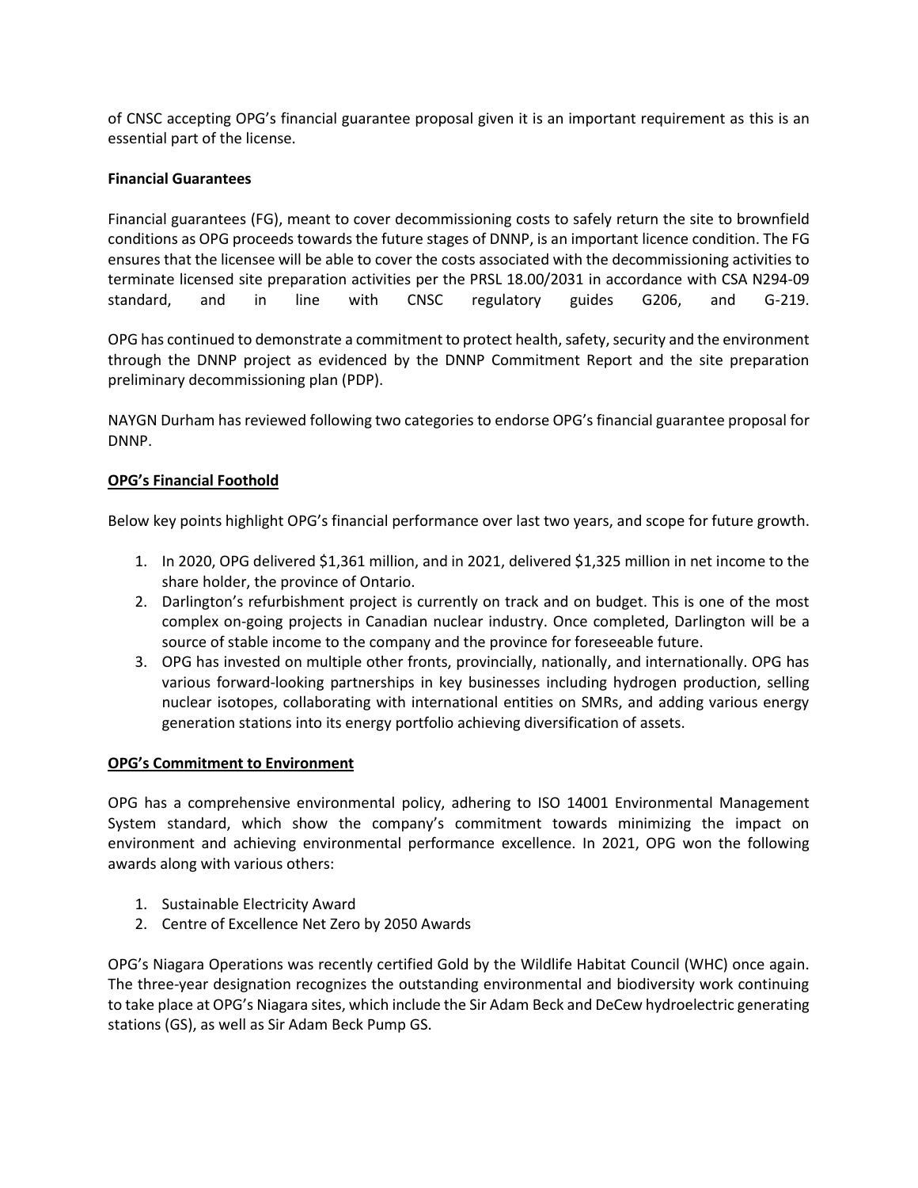of CNSC accepting OPG's financial guarantee proposal given it is an important requirement as this is an essential part of the license.

**Financial Guarantees**

Financial guarantees (FG), meant to cover decommissioning costs to safely return the site to brownfield conditions as OPG proceeds towards the future stages of DNNP, is an important licence condition. The FG ensures that the licensee will be able to cover the costs associated with the decommissioning activities to terminate licensed site preparation activities per the PRSL 18.00/2031 in accordance with CSA N294-09 standard, and in line with CNSC regulatory guides G206, and G-219.

OPG has continued to demonstrate a commitment to protect health, safety, security and the environment through the DNNP project as evidenced by the DNNP Commitment Report and the site preparation preliminary decommissioning plan (PDP).

NAYGN Durham has reviewed following two categories to endorse OPG's financial guarantee proposal for DNNP.

**<u>OPG's Financial Foothold</u>**

Below key points highlight OPG's financial performance over last two years, and scope for future growth.

1. In 2020, OPG delivered $1,361 million, and in 2021, delivered $1,325 million in net income to the share holder, the province of Ontario.
2. Darlington's refurbishment project is currently on track and on budget. This is one of the most complex on-going projects in Canadian nuclear industry. Once completed, Darlington will be a source of stable income to the company and the province for foreseeable future.
3. OPG has invested on multiple other fronts, provincially, nationally, and internationally. OPG has various forward-looking partnerships in key businesses including hydrogen production, selling nuclear isotopes, collaborating with international entities on SMRs, and adding various energy generation stations into its energy portfolio achieving diversification of assets.

**<u>OPG's Commitment to Environment</u>**

OPG has a comprehensive environmental policy, adhering to ISO 14001 Environmental Management System standard, which show the company's commitment towards minimizing the impact on environment and achieving environmental performance excellence. In 2021, OPG won the following awards along with various others:

1. Sustainable Electricity Award
2. Centre of Excellence Net Zero by 2050 Awards

OPG's Niagara Operations was recently certified Gold by the Wildlife Habitat Council (WHC) once again. The three-year designation recognizes the outstanding environmental and biodiversity work continuing to take place at OPG's Niagara sites, which include the Sir Adam Beck and DeCew hydroelectric generating stations (GS), as well as Sir Adam Beck Pump GS.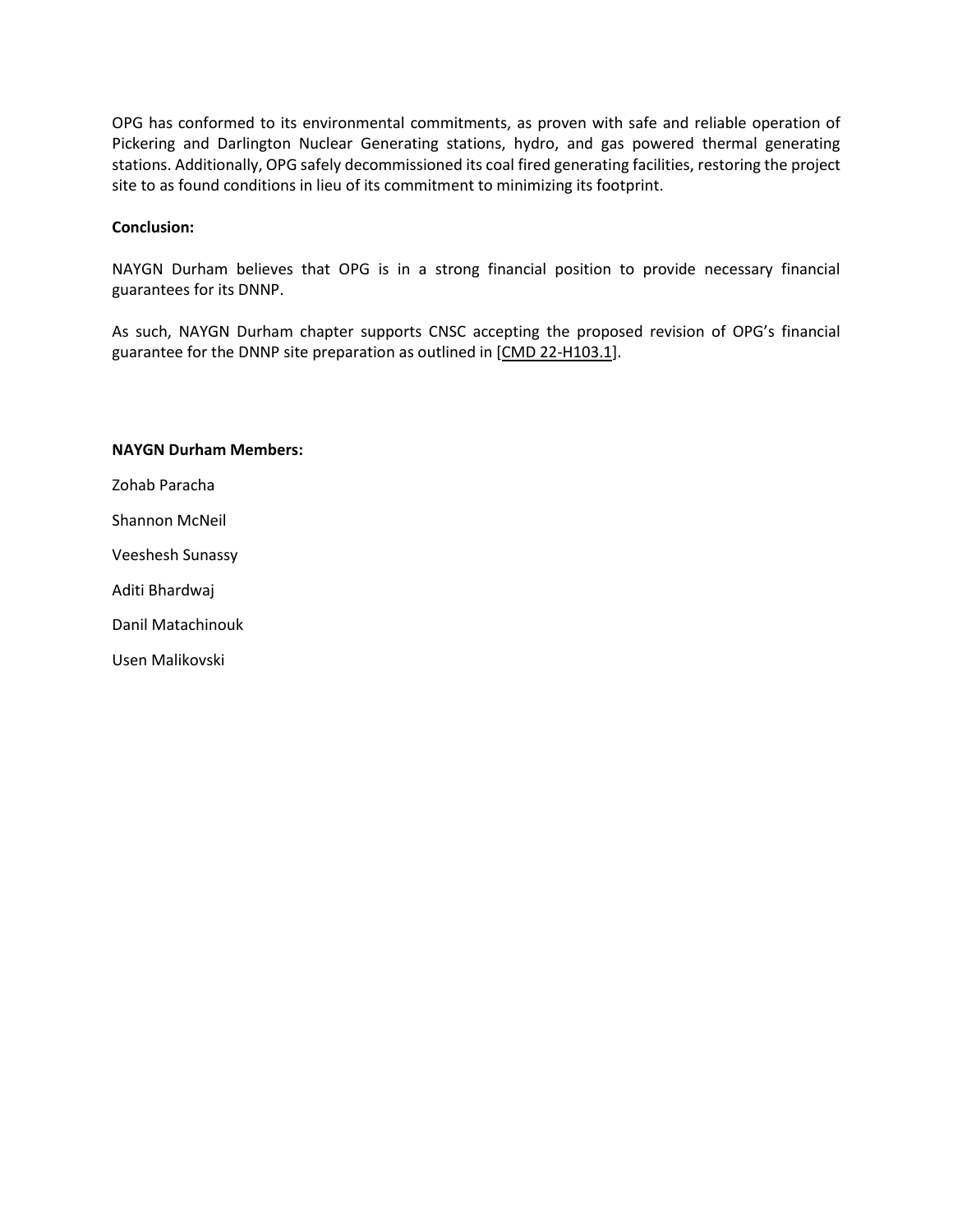OPG has conformed to its environmental commitments, as proven with safe and reliable operation of Pickering and Darlington Nuclear Generating stations, hydro, and gas powered thermal generating stations. Additionally, OPG safely decommissioned its coal fired generating facilities, restoring the project site to as found conditions in lieu of its commitment to minimizing its footprint.

**Conclusion:**

NAYGN Durham believes that OPG is in a strong financial position to provide necessary financial guarantees for its DNNP.

As such, NAYGN Durham chapter supports CNSC accepting the proposed revision of OPG's financial guarantee for the DNNP site preparation as outlined in [CMD 22-H103.1].

**NAYGN Durham Members:**

Zohab Paracha

Shannon McNeil

Veeshesh Sunassy

Aditi Bhardwaj

Danil Matachinouk

Usen Malikovski